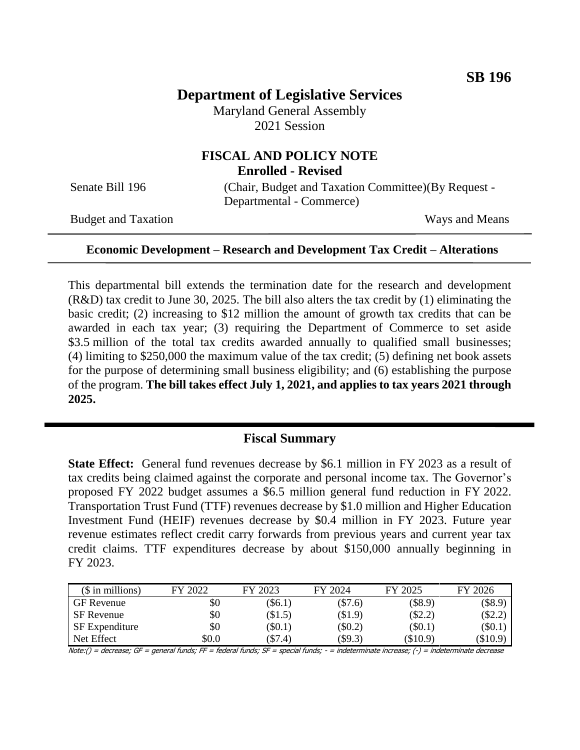**SB 196**

# Department of Legislative Services

Maryland General Assembly
2021 Session

## FISCAL AND POLICY NOTE
**Enrolled - Revised**

Senate Bill 196 (Chair, Budget and Taxation Committee)(By Request - Departmental - Commerce)

Budget and Taxation Ways and Means

---

**Economic Development – Research and Development Tax Credit – Alterations**

---

This departmental bill extends the termination date for the research and development (R&D) tax credit to June 30, 2025. The bill also alters the tax credit by (1) eliminating the basic credit; (2) increasing to $12 million the amount of growth tax credits that can be awarded in each tax year; (3) requiring the Department of Commerce to set aside $3.5 million of the total tax credits awarded annually to qualified small businesses; (4) limiting to $250,000 the maximum value of the tax credit; (5) defining net book assets for the purpose of determining small business eligibility; and (6) establishing the purpose of the program. **The bill takes effect July 1, 2021, and applies to tax years 2021 through 2025.**

## Fiscal Summary

**State Effect:** General fund revenues decrease by $6.1 million in FY 2023 as a result of tax credits being claimed against the corporate and personal income tax. The Governor's proposed FY 2022 budget assumes a $6.5 million general fund reduction in FY 2022. Transportation Trust Fund (TTF) revenues decrease by $1.0 million and Higher Education Investment Fund (HEIF) revenues decrease by $0.4 million in FY 2023. Future year revenue estimates reflect credit carry forwards from previous years and current year tax credit claims. TTF expenditures decrease by about $150,000 annually beginning in FY 2023.

| ($ in millions) | FY 2022 | FY 2023 | FY 2024 | FY 2025 | FY 2026 |
|---|---|---|---|---|---|
| GF Revenue | $0 | ($6.1) | ($7.6) | ($8.9) | ($8.9) |
| SF Revenue | $0 | ($1.5) | ($1.9) | ($2.2) | ($2.2) |
| SF Expenditure | $0 | ($0.1) | ($0.2) | ($0.1) | ($0.1) |
| Net Effect | $0.0 | ($7.4) | ($9.3) | ($10.9) | ($10.9) |

Note:() = decrease; GF = general funds; FF = federal funds; SF = special funds; - = indeterminate increase; (-) = indeterminate decrease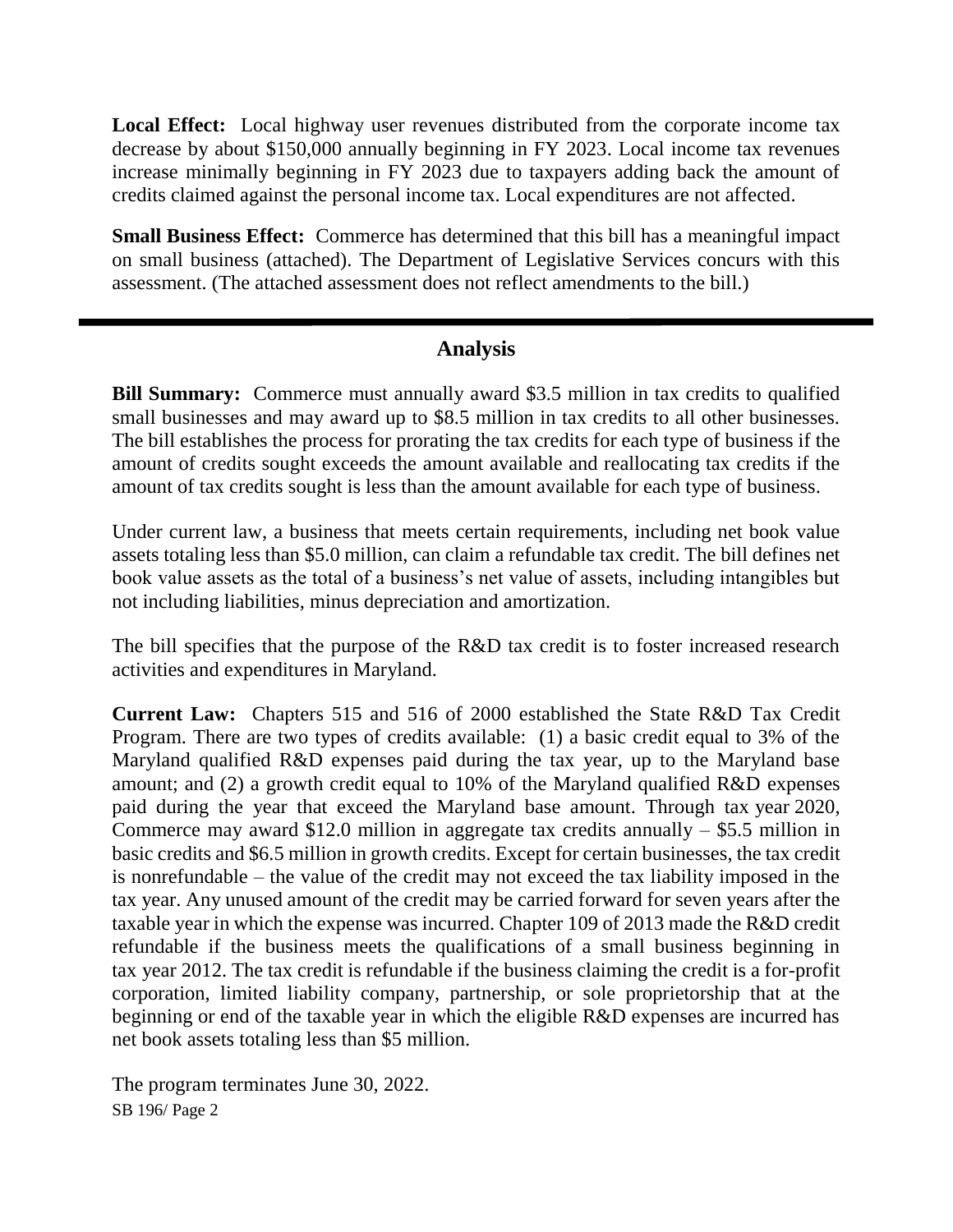**Local Effect:** Local highway user revenues distributed from the corporate income tax decrease by about $150,000 annually beginning in FY 2023. Local income tax revenues increase minimally beginning in FY 2023 due to taxpayers adding back the amount of credits claimed against the personal income tax. Local expenditures are not affected.

**Small Business Effect:** Commerce has determined that this bill has a meaningful impact on small business (attached). The Department of Legislative Services concurs with this assessment. (The attached assessment does not reflect amendments to the bill.)

---

## Analysis

**Bill Summary:** Commerce must annually award $3.5 million in tax credits to qualified small businesses and may award up to $8.5 million in tax credits to all other businesses. The bill establishes the process for prorating the tax credits for each type of business if the amount of credits sought exceeds the amount available and reallocating tax credits if the amount of tax credits sought is less than the amount available for each type of business.

Under current law, a business that meets certain requirements, including net book value assets totaling less than $5.0 million, can claim a refundable tax credit. The bill defines net book value assets as the total of a business's net value of assets, including intangibles but not including liabilities, minus depreciation and amortization.

The bill specifies that the purpose of the R&D tax credit is to foster increased research activities and expenditures in Maryland.

**Current Law:** Chapters 515 and 516 of 2000 established the State R&D Tax Credit Program. There are two types of credits available: (1) a basic credit equal to 3% of the Maryland qualified R&D expenses paid during the tax year, up to the Maryland base amount; and (2) a growth credit equal to 10% of the Maryland qualified R&D expenses paid during the year that exceed the Maryland base amount. Through tax year 2020, Commerce may award $12.0 million in aggregate tax credits annually – $5.5 million in basic credits and $6.5 million in growth credits. Except for certain businesses, the tax credit is nonrefundable – the value of the credit may not exceed the tax liability imposed in the tax year. Any unused amount of the credit may be carried forward for seven years after the taxable year in which the expense was incurred. Chapter 109 of 2013 made the R&D credit refundable if the business meets the qualifications of a small business beginning in tax year 2012. The tax credit is refundable if the business claiming the credit is a for-profit corporation, limited liability company, partnership, or sole proprietorship that at the beginning or end of the taxable year in which the eligible R&D expenses are incurred has net book assets totaling less than $5 million.

The program terminates June 30, 2022.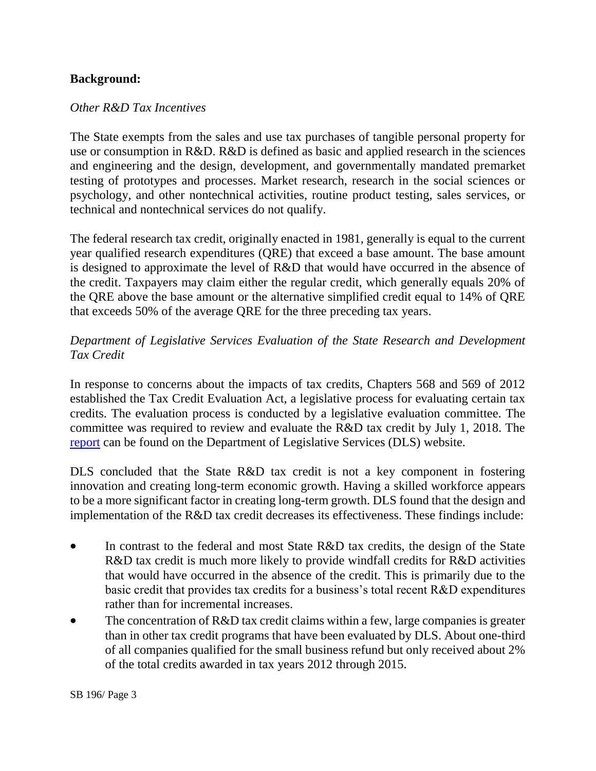**Background:**

*Other R&D Tax Incentives*

The State exempts from the sales and use tax purchases of tangible personal property for use or consumption in R&D. R&D is defined as basic and applied research in the sciences and engineering and the design, development, and governmentally mandated premarket testing of prototypes and processes. Market research, research in the social sciences or psychology, and other nontechnical activities, routine product testing, sales services, or technical and nontechnical services do not qualify.

The federal research tax credit, originally enacted in 1981, generally is equal to the current year qualified research expenditures (QRE) that exceed a base amount. The base amount is designed to approximate the level of R&D that would have occurred in the absence of the credit. Taxpayers may claim either the regular credit, which generally equals 20% of the QRE above the base amount or the alternative simplified credit equal to 14% of QRE that exceeds 50% of the average QRE for the three preceding tax years.

*Department of Legislative Services Evaluation of the State Research and Development Tax Credit*

In response to concerns about the impacts of tax credits, Chapters 568 and 569 of 2012 established the Tax Credit Evaluation Act, a legislative process for evaluating certain tax credits. The evaluation process is conducted by a legislative evaluation committee. The committee was required to review and evaluate the R&D tax credit by July 1, 2018. The report can be found on the Department of Legislative Services (DLS) website.

DLS concluded that the State R&D tax credit is not a key component in fostering innovation and creating long-term economic growth. Having a skilled workforce appears to be a more significant factor in creating long-term growth. DLS found that the design and implementation of the R&D tax credit decreases its effectiveness. These findings include:

- In contrast to the federal and most State R&D tax credits, the design of the State R&D tax credit is much more likely to provide windfall credits for R&D activities that would have occurred in the absence of the credit. This is primarily due to the basic credit that provides tax credits for a business's total recent R&D expenditures rather than for incremental increases.
- The concentration of R&D tax credit claims within a few, large companies is greater than in other tax credit programs that have been evaluated by DLS. About one-third of all companies qualified for the small business refund but only received about 2% of the total credits awarded in tax years 2012 through 2015.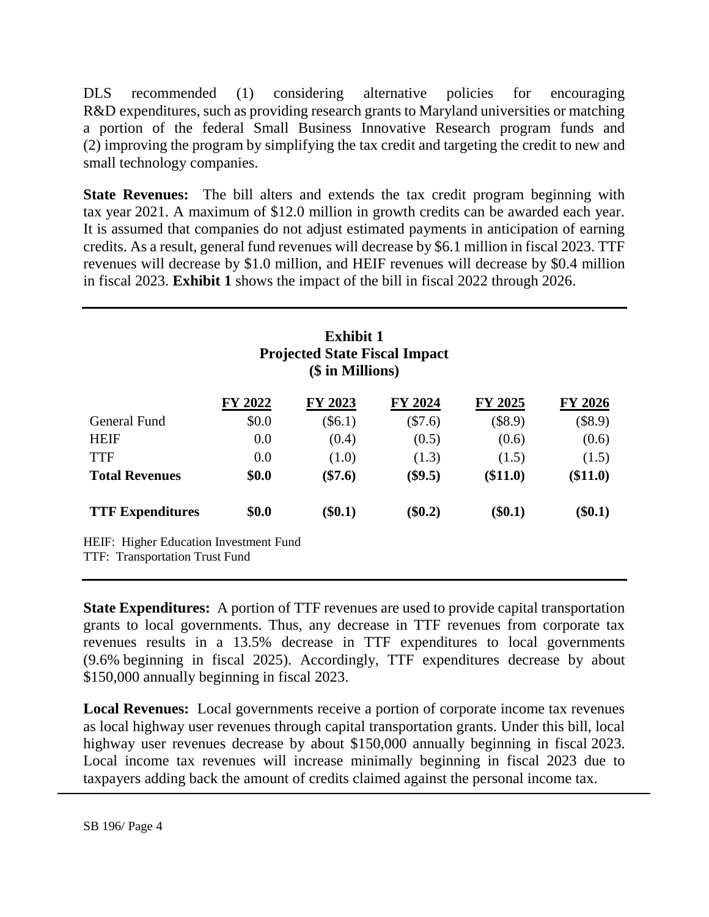DLS recommended (1) considering alternative policies for encouraging R&D expenditures, such as providing research grants to Maryland universities or matching a portion of the federal Small Business Innovative Research program funds and (2) improving the program by simplifying the tax credit and targeting the credit to new and small technology companies.

**State Revenues:** The bill alters and extends the tax credit program beginning with tax year 2021. A maximum of $12.0 million in growth credits can be awarded each year. It is assumed that companies do not adjust estimated payments in anticipation of earning credits. As a result, general fund revenues will decrease by $6.1 million in fiscal 2023. TTF revenues will decrease by $1.0 million, and HEIF revenues will decrease by $0.4 million in fiscal 2023. **Exhibit 1** shows the impact of the bill in fiscal 2022 through 2026.

**Exhibit 1**
**Projected State Fiscal Impact**
**($ in Millions)**

| | FY 2022 | FY 2023 | FY 2024 | FY 2025 | FY 2026 |
|---|---|---|---|---|---|
| General Fund | $0.0 | ($6.1) | ($7.6) | ($8.9) | ($8.9) |
| HEIF | 0.0 | (0.4) | (0.5) | (0.6) | (0.6) |
| TTF | 0.0 | (1.0) | (1.3) | (1.5) | (1.5) |
| **Total Revenues** | **$0.0** | **($7.6)** | **($9.5)** | **($11.0)** | **($11.0)** |
| **TTF Expenditures** | **$0.0** | **($0.1)** | **($0.2)** | **($0.1)** | **($0.1)** |

HEIF: Higher Education Investment Fund
TTF: Transportation Trust Fund

**State Expenditures:** A portion of TTF revenues are used to provide capital transportation grants to local governments. Thus, any decrease in TTF revenues from corporate tax revenues results in a 13.5% decrease in TTF expenditures to local governments (9.6% beginning in fiscal 2025). Accordingly, TTF expenditures decrease by about $150,000 annually beginning in fiscal 2023.

**Local Revenues:** Local governments receive a portion of corporate income tax revenues as local highway user revenues through capital transportation grants. Under this bill, local highway user revenues decrease by about $150,000 annually beginning in fiscal 2023. Local income tax revenues will increase minimally beginning in fiscal 2023 due to taxpayers adding back the amount of credits claimed against the personal income tax.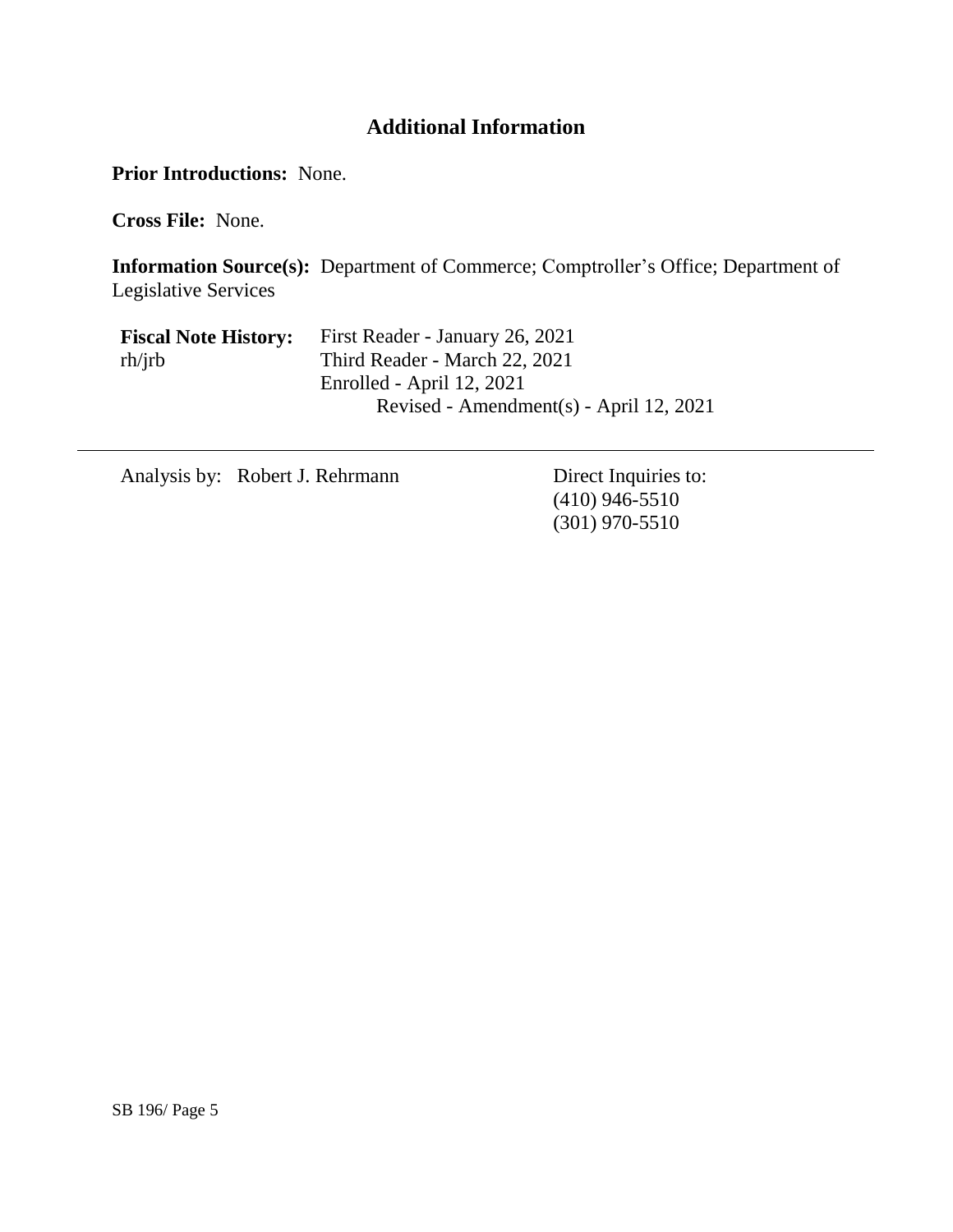## Additional Information

**Prior Introductions:** None.

**Cross File:** None.

**Information Source(s):** Department of Commerce; Comptroller's Office; Department of Legislative Services

**Fiscal Note History:** First Reader - January 26, 2021
rh/jrb Third Reader - March 22, 2021
Enrolled - April 12, 2021
Revised - Amendment(s) - April 12, 2021

---

Analysis by: Robert J. Rehrmann

Direct Inquiries to:
(410) 946-5510
(301) 970-5510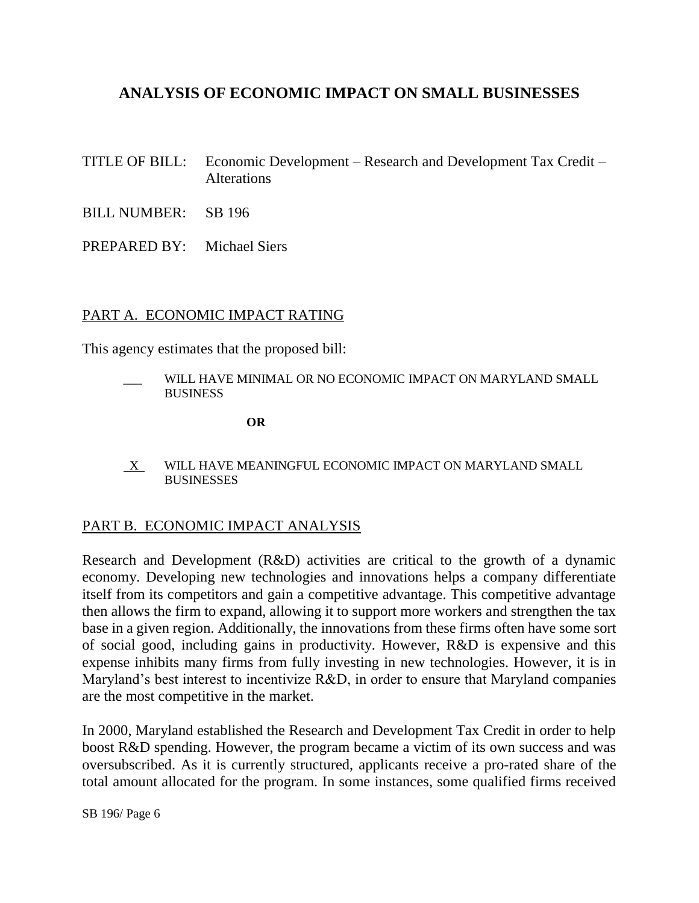# ANALYSIS OF ECONOMIC IMPACT ON SMALL BUSINESSES

TITLE OF BILL: Economic Development – Research and Development Tax Credit – Alterations

BILL NUMBER: SB 196

PREPARED BY: Michael Siers

## PART A. ECONOMIC IMPACT RATING

This agency estimates that the proposed bill:

___ WILL HAVE MINIMAL OR NO ECONOMIC IMPACT ON MARYLAND SMALL BUSINESS

**OR**

_X_ WILL HAVE MEANINGFUL ECONOMIC IMPACT ON MARYLAND SMALL BUSINESSES

## PART B. ECONOMIC IMPACT ANALYSIS

Research and Development (R&D) activities are critical to the growth of a dynamic economy. Developing new technologies and innovations helps a company differentiate itself from its competitors and gain a competitive advantage. This competitive advantage then allows the firm to expand, allowing it to support more workers and strengthen the tax base in a given region. Additionally, the innovations from these firms often have some sort of social good, including gains in productivity. However, R&D is expensive and this expense inhibits many firms from fully investing in new technologies. However, it is in Maryland's best interest to incentivize R&D, in order to ensure that Maryland companies are the most competitive in the market.

In 2000, Maryland established the Research and Development Tax Credit in order to help boost R&D spending. However, the program became a victim of its own success and was oversubscribed. As it is currently structured, applicants receive a pro-rated share of the total amount allocated for the program. In some instances, some qualified firms received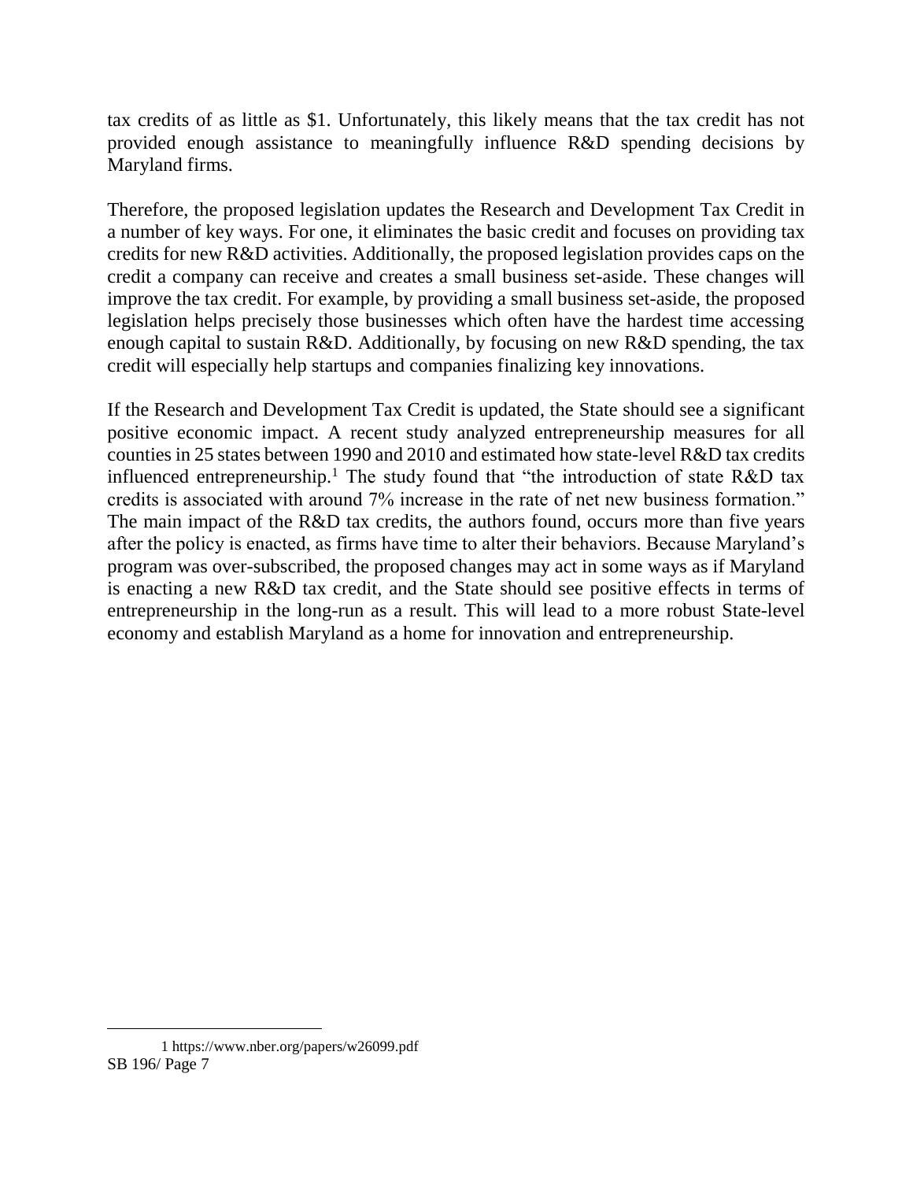tax credits of as little as $1. Unfortunately, this likely means that the tax credit has not provided enough assistance to meaningfully influence R&D spending decisions by Maryland firms.

Therefore, the proposed legislation updates the Research and Development Tax Credit in a number of key ways. For one, it eliminates the basic credit and focuses on providing tax credits for new R&D activities. Additionally, the proposed legislation provides caps on the credit a company can receive and creates a small business set-aside. These changes will improve the tax credit. For example, by providing a small business set-aside, the proposed legislation helps precisely those businesses which often have the hardest time accessing enough capital to sustain R&D. Additionally, by focusing on new R&D spending, the tax credit will especially help startups and companies finalizing key innovations.

If the Research and Development Tax Credit is updated, the State should see a significant positive economic impact. A recent study analyzed entrepreneurship measures for all counties in 25 states between 1990 and 2010 and estimated how state-level R&D tax credits influenced entrepreneurship.[1] The study found that "the introduction of state R&D tax credits is associated with around 7% increase in the rate of net new business formation." The main impact of the R&D tax credits, the authors found, occurs more than five years after the policy is enacted, as firms have time to alter their behaviors. Because Maryland's program was over-subscribed, the proposed changes may act in some ways as if Maryland is enacting a new R&D tax credit, and the State should see positive effects in terms of entrepreneurship in the long-run as a result. This will lead to a more robust State-level economy and establish Maryland as a home for innovation and entrepreneurship.

---

1 https://www.nber.org/papers/w26099.pdf